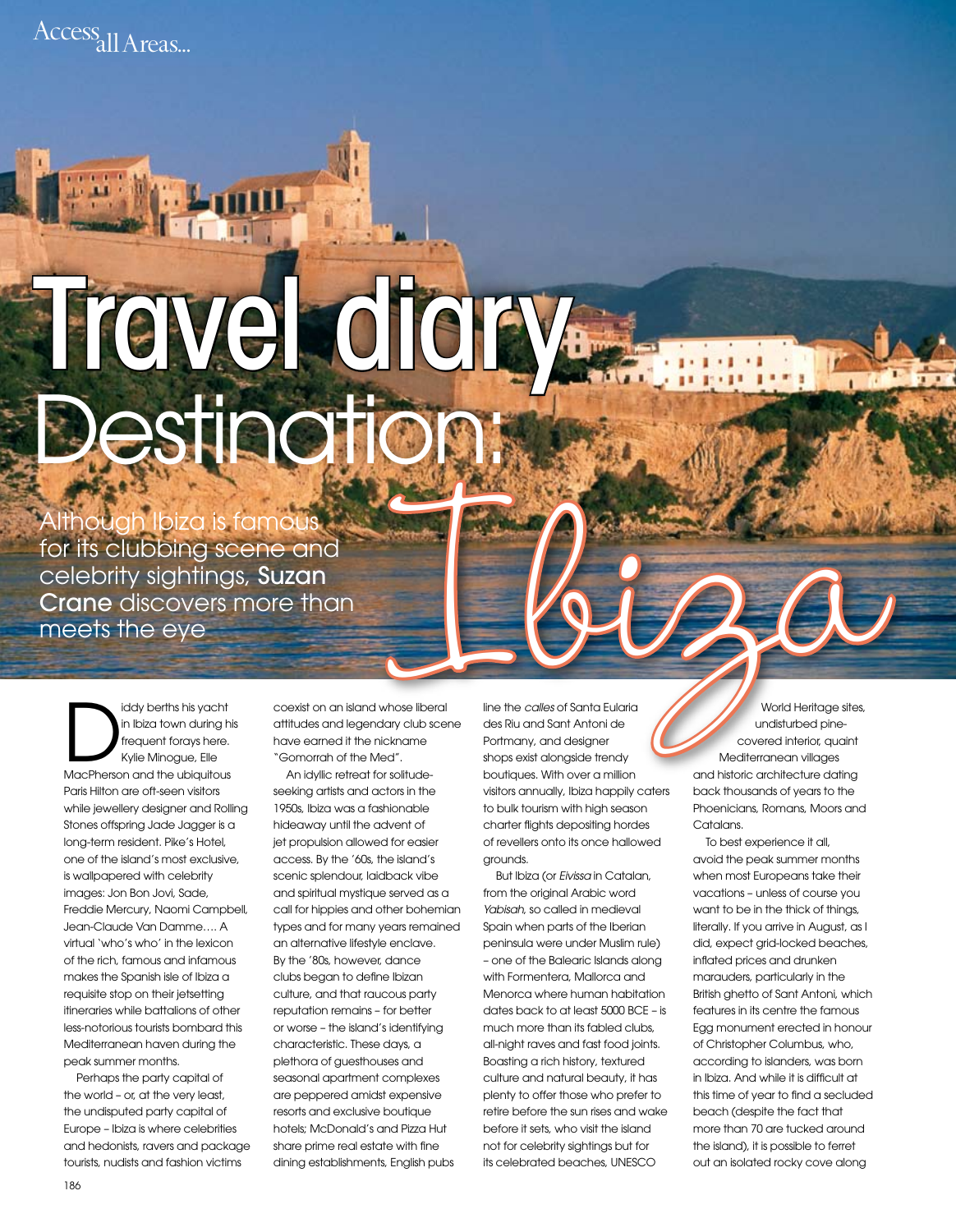# Travel diary Destination: Ibiza

Although Ibiza is famous for its clubbing scene and celebrity sightings, **Suzan Crane** discovers more than meets the eye

Diddy berths his yacht in Ibiza town during his frequent forays here. Kylie Minogue, Elle MacPherson and the ubiquitous Paris Hilton are oft-seen visitors while jewellery designer and Rolling Stones offspring Jade Jagger is a long-term resident. Pike's Hotel, one of the island's most exclusive, is wallpapered with celebrity images: Jon Bon Jovi, Sade, Freddie Mercury, Naomi Campbell, Jean-Claude Van Damme…. A virtual 'who's who' in the lexicon of the rich, famous and infamous makes the Spanish isle of Ibiza a requisite stop on their jetsetting itineraries while battalions of other less-notorious tourists bombard this Mediterranean haven during the peak summer months.

Perhaps the party capital of the world – or, at the very least, the undisputed party capital of Europe – Ibiza is where celebrities and hedonists, ravers and package tourists, nudists and fashion victims coexist on an island whose liberal attitudes and legendary club scene have earned it the nickname "Gomorrah of the Med".

An idyllic retreat for solitude-seeking artists and actors in the 1950s, Ibiza was a fashionable hideaway until the advent of jet propulsion allowed for easier access. By the '60s, the island's scenic splendour, laidback vibe and spiritual mystique served as a call for hippies and other bohemian types and for many years remained an alternative lifestyle enclave. By the '80s, however, dance clubs began to define Ibizan culture, and that raucous party reputation remains – for better or worse – the island's identifying characteristic. These days, a plethora of guesthouses and seasonal apartment complexes are peppered amidst expensive resorts and exclusive boutique hotels; McDonald's and Pizza Hut share prime real estate with fine dining establishments, English pubs line the *calles* of Santa Eularia des Riu and Sant Antoni de Portmany, and designer shops exist alongside trendy boutiques. With over a million visitors annually, Ibiza happily caters to bulk tourism with high season charter flights depositing hordes of revellers onto its once hallowed grounds.

But Ibiza (or *Eivissa* in Catalan, from the original Arabic word *Yabisah*, so called in medieval Spain when parts of the Iberian peninsula were under Muslim rule) – one of the Balearic Islands along with Formentera, Mallorca and Menorca where human habitation dates back to at least 5000 BCE – is much more than its fabled clubs, all-night raves and fast food joints. Boasting a rich history, textured culture and natural beauty, it has plenty to offer those who prefer to retire before the sun rises and wake before it sets, who visit the island not for celebrity sightings but for its celebrated beaches, UNESCO World Heritage sites, undisturbed pine-covered interior, quaint Mediterranean villages and historic architecture dating back thousands of years to the Phoenicians, Romans, Moors and Catalans.

To best experience it all, avoid the peak summer months when most Europeans take their vacations – unless of course you want to be in the thick of things, literally. If you arrive in August, as I did, expect grid-locked beaches, inflated prices and drunken marauders, particularly in the British ghetto of Sant Antoni, which features in its centre the famous Egg monument erected in honour of Christopher Columbus, who, according to islanders, was born in Ibiza. And while it is difficult at this time of year to find a secluded beach (despite the fact that more than 70 are tucked around the island), it is possible to ferret out an isolated rocky cove along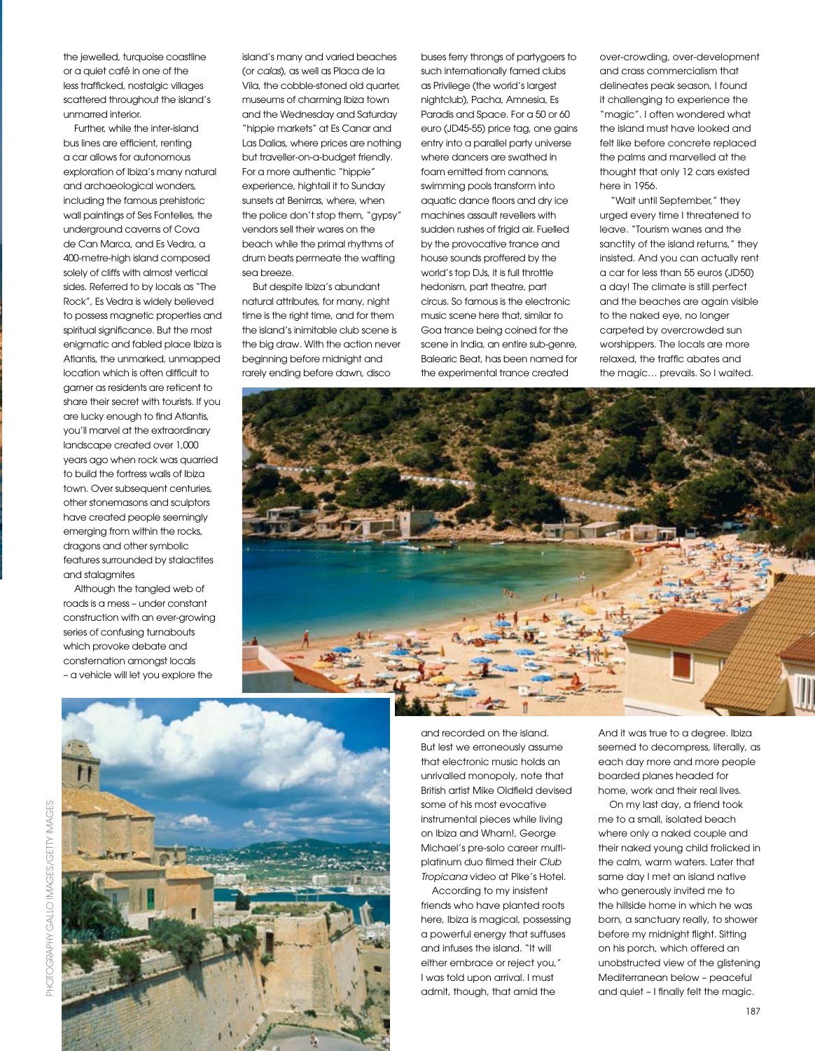the jewelled, turquoise coastline or a quiet café in one of the less trafficked, nostalgic villages scattered throughout the island's unmarred interior.

Further, while the inter-island bus lines are efficient, renting a car allows for autonomous exploration of Ibiza's many natural and archaeological wonders, including the famous prehistoric wall paintings of Ses Fontelles, the underground caverns of Cova de Can Marca, and Es Vedra, a 400-metre-high island composed solely of cliffs with almost vertical sides. Referred to by locals as "The Rock", Es Vedra is widely believed to possess magnetic properties and spiritual significance. But the most enigmatic and fabled place Ibiza is Atlantis, the unmarked, unmapped location which is often difficult to garner as residents are reticent to share their secret with tourists. If you are lucky enough to find Atlantis, you'll marvel at the extraordinary landscape created over 1,000 years ago when rock was quarried to build the fortress walls of Ibiza town. Over subsequent centuries, other stonemasons and sculptors have created people seemingly emerging from within the rocks, dragons and other symbolic features surrounded by stalactites and stalagmites

Although the tangled web of roads is a mess – under constant construction with an ever-growing series of confusing turnabouts which provoke debate and consternation amongst locals – a vehicle will let you explore the island's many and varied beaches (or *calas*), as well as Placa de la Vila, the cobble-stoned old quarter, museums of charming Ibiza town and the Wednesday and Saturday "hippie markets" at Es Canar and Las Dalias, where prices are nothing but traveller-on-a-budget friendly. For a more authentic "hippie" experience, hightail it to Sunday sunsets at Benirras, where, when the police don't stop them, "gypsy" vendors sell their wares on the beach while the primal rhythms of drum beats permeate the wafting sea breeze.

But despite Ibiza's abundant natural attributes, for many, night time is the right time, and for them the island's inimitable club scene is the big draw. With the action never beginning before midnight and rarely ending before dawn, disco buses ferry throngs of partygoers to such internationally famed clubs as Privilege (the world's largest nightclub), Pacha, Amnesia, Es Paradis and Space. For a 50 or 60 euro (JD45-55) price tag, one gains entry into a parallel party universe where dancers are swathed in foam emitted from cannons, swimming pools transform into aquatic dance floors and dry ice machines assault revellers with sudden rushes of frigid air. Fuelled by the provocative trance and house sounds proffered by the world's top DJs, it is full throttle hedonism, part theatre, part circus. So famous is the electronic music scene here that, similar to Goa trance being coined for the scene in India, an entire sub-genre, Balearic Beat, has been named for the experimental trance created and recorded on the island. But lest we erroneously assume that electronic music holds an unrivalled monopoly, note that British artist Mike Oldfield devised some of his most evocative instrumental pieces while living on Ibiza and Wham!, George Michael's pre-solo career multi-platinum duo filmed their *Club Tropicana* video at Pike's Hotel.

According to my insistent friends who have planted roots here, Ibiza is magical, possessing a powerful energy that suffuses and infuses the island. "It will either embrace or reject you," I was told upon arrival. I must admit, though, that amid the over-crowding, over-development and crass commercialism that delineates peak season, I found it challenging to experience the "magic". I often wondered what the island must have looked and felt like before concrete replaced the palms and marvelled at the thought that only 12 cars existed here in 1956.

"Wait until September," they urged every time I threatened to leave. "Tourism wanes and the sanctity of the island returns," they insisted. And you can actually rent a car for less than 55 euros (JD50) a day! The climate is still perfect and the beaches are again visible to the naked eye, no longer carpeted by overcrowded sun worshippers. The locals are more relaxed, the traffic abates and the magic… prevails. So I waited.

And it was true to a degree. Ibiza seemed to decompress, literally, as each day more and more people boarded planes headed for home, work and their real lives.

On my last day, a friend took me to a small, isolated beach where only a naked couple and their naked young child frolicked in the calm, warm waters. Later that same day I met an island native who generously invited me to the hillside home in which he was born, a sanctuary really, to shower before my midnight flight. Sitting on his porch, which offered an unobstructed view of the glistening Mediterranean below – peaceful and quiet – I finally felt the magic.

PHOTOGRAPHY GALLO IMAGES/GETTY IMAGES